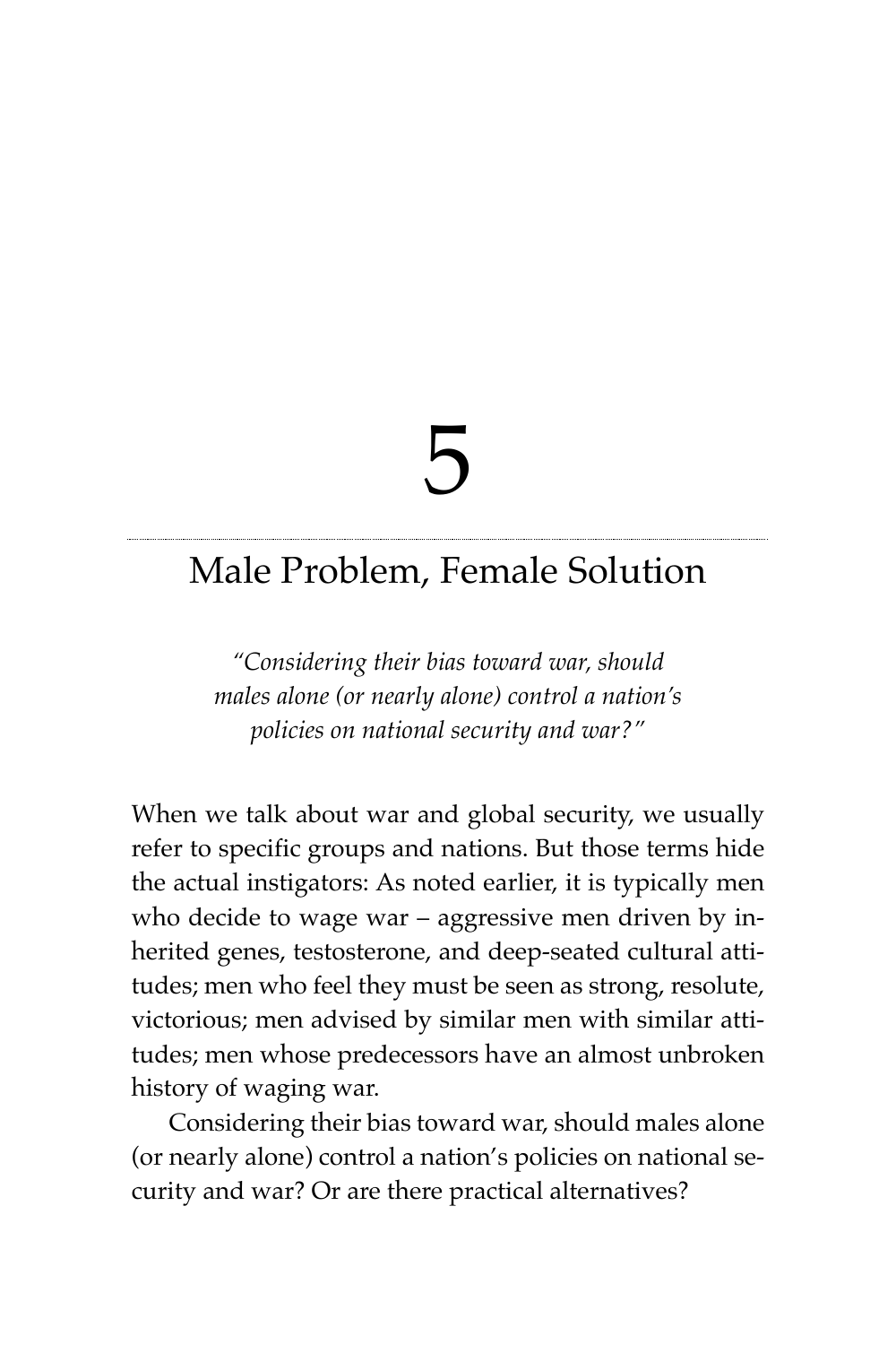# 5

## Male Problem, Female Solution

*"Considering their bias toward war, should males alone (or nearly alone) control a nation's policies on national security and war?"*

When we talk about war and global security, we usually refer to specific groups and nations. But those terms hide the actual instigators: As noted earlier, it is typically men who decide to wage war – aggressive men driven by inherited genes, testosterone, and deep-seated cultural attitudes; men who feel they must be seen as strong, resolute, victorious; men advised by similar men with similar attitudes; men whose predecessors have an almost unbroken history of waging war.

Considering their bias toward war, should males alone (or nearly alone) control a nation's policies on national security and war? Or are there practical alternatives?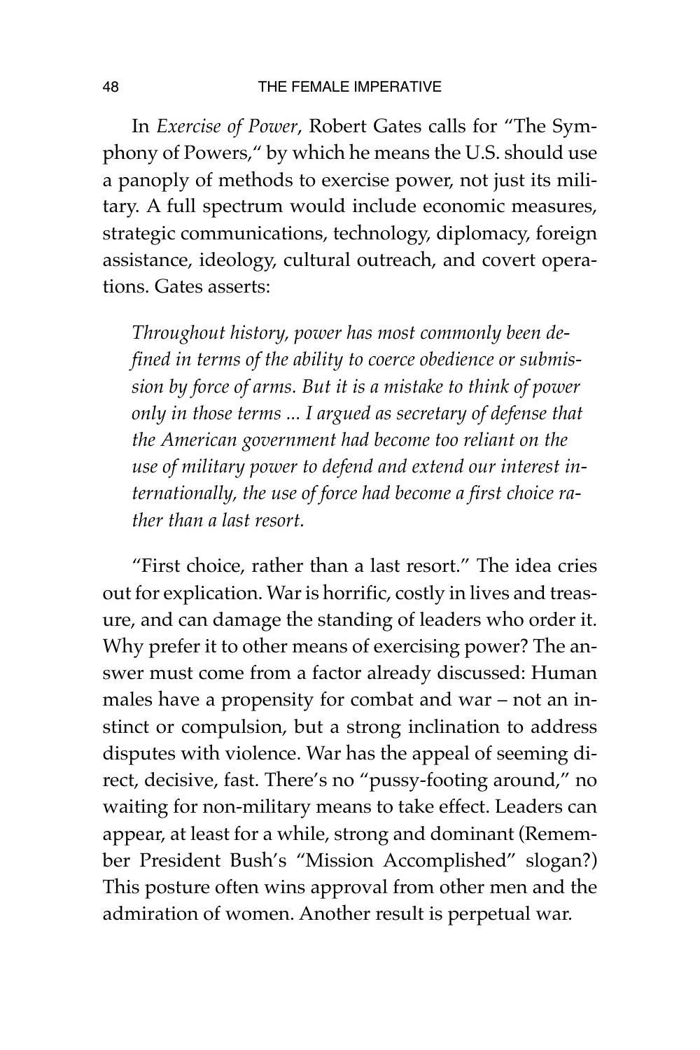In *Exercise of Power*, Robert Gates calls for "The Symphony of Powers," by which he means the U.S. should use a panoply of methods to exercise power, not just its military. A full spectrum would include economic measures, strategic communications, technology, diplomacy, foreign assistance, ideology, cultural outreach, and covert operations. Gates asserts:

> *Throughout history, power has most commonly been defined in terms of the ability to coerce obedience or submission by force of arms. But it is a mistake to think of power only in those terms ... I argued as secretary of defense that the American government had become too reliant on the use of military power to defend and extend our interest internationally, the use of force had become a first choice rather than a last resort.*

"First choice, rather than a last resort." The idea cries out for explication. War is horrific, costly in lives and treasure, and can damage the standing of leaders who order it. Why prefer it to other means of exercising power? The answer must come from a factor already discussed: Human males have a propensity for combat and war – not an instinct or compulsion, but a strong inclination to address disputes with violence. War has the appeal of seeming direct, decisive, fast. There's no "pussy-footing around," no waiting for non-military means to take effect. Leaders can appear, at least for a while, strong and dominant (Remember President Bush's "Mission Accomplished" slogan?) This posture often wins approval from other men and the admiration of women. Another result is perpetual war.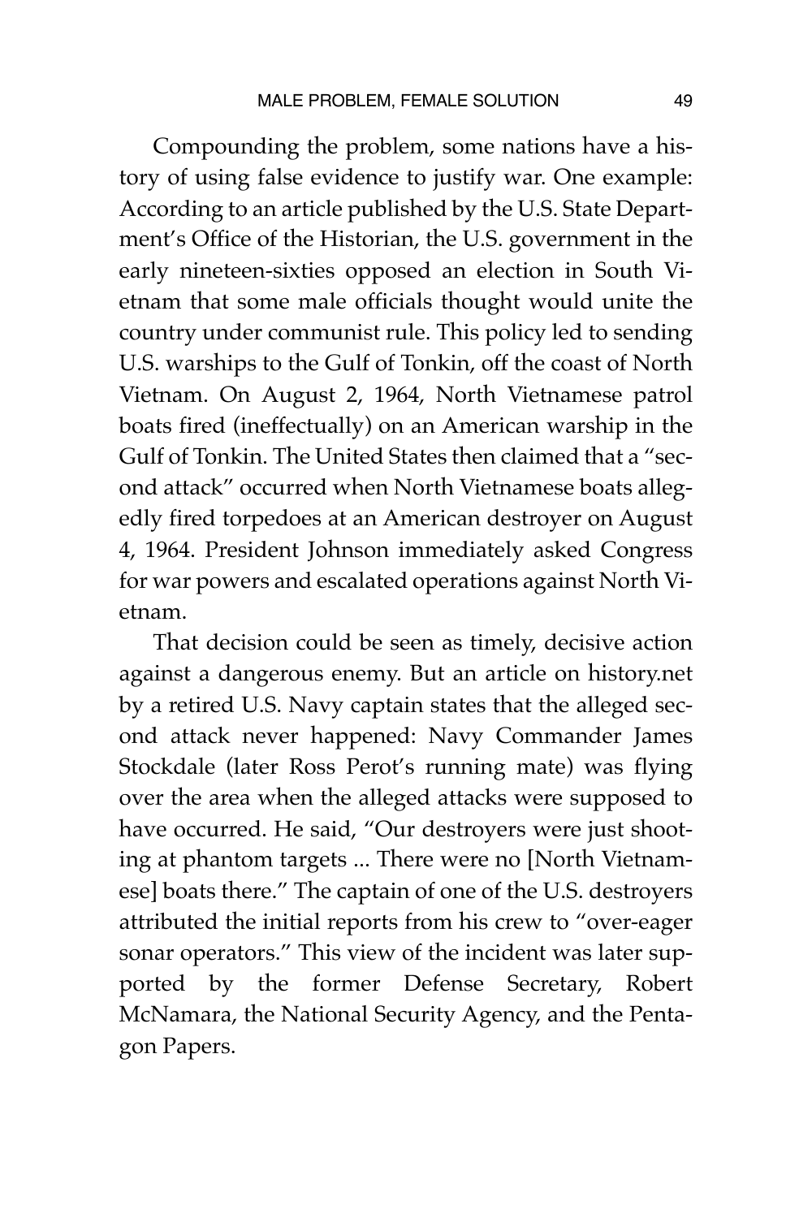Compounding the problem, some nations have a history of using false evidence to justify war. One example: According to an article published by the U.S. State Department's Office of the Historian, the U.S. government in the early nineteen-sixties opposed an election in South Vietnam that some male officials thought would unite the country under communist rule. This policy led to sending U.S. warships to the Gulf of Tonkin, off the coast of North Vietnam. On August 2, 1964, North Vietnamese patrol boats fired (ineffectually) on an American warship in the Gulf of Tonkin. The United States then claimed that a "second attack" occurred when North Vietnamese boats allegedly fired torpedoes at an American destroyer on August 4, 1964. President Johnson immediately asked Congress for war powers and escalated operations against North Vietnam.

That decision could be seen as timely, decisive action against a dangerous enemy. But an article on history.net by a retired U.S. Navy captain states that the alleged second attack never happened: Navy Commander James Stockdale (later Ross Perot's running mate) was flying over the area when the alleged attacks were supposed to have occurred. He said, "Our destroyers were just shooting at phantom targets ... There were no [North Vietnamese] boats there." The captain of one of the U.S. destroyers attributed the initial reports from his crew to "over-eager sonar operators." This view of the incident was later supported by the former Defense Secretary, Robert McNamara, the National Security Agency, and the Pentagon Papers.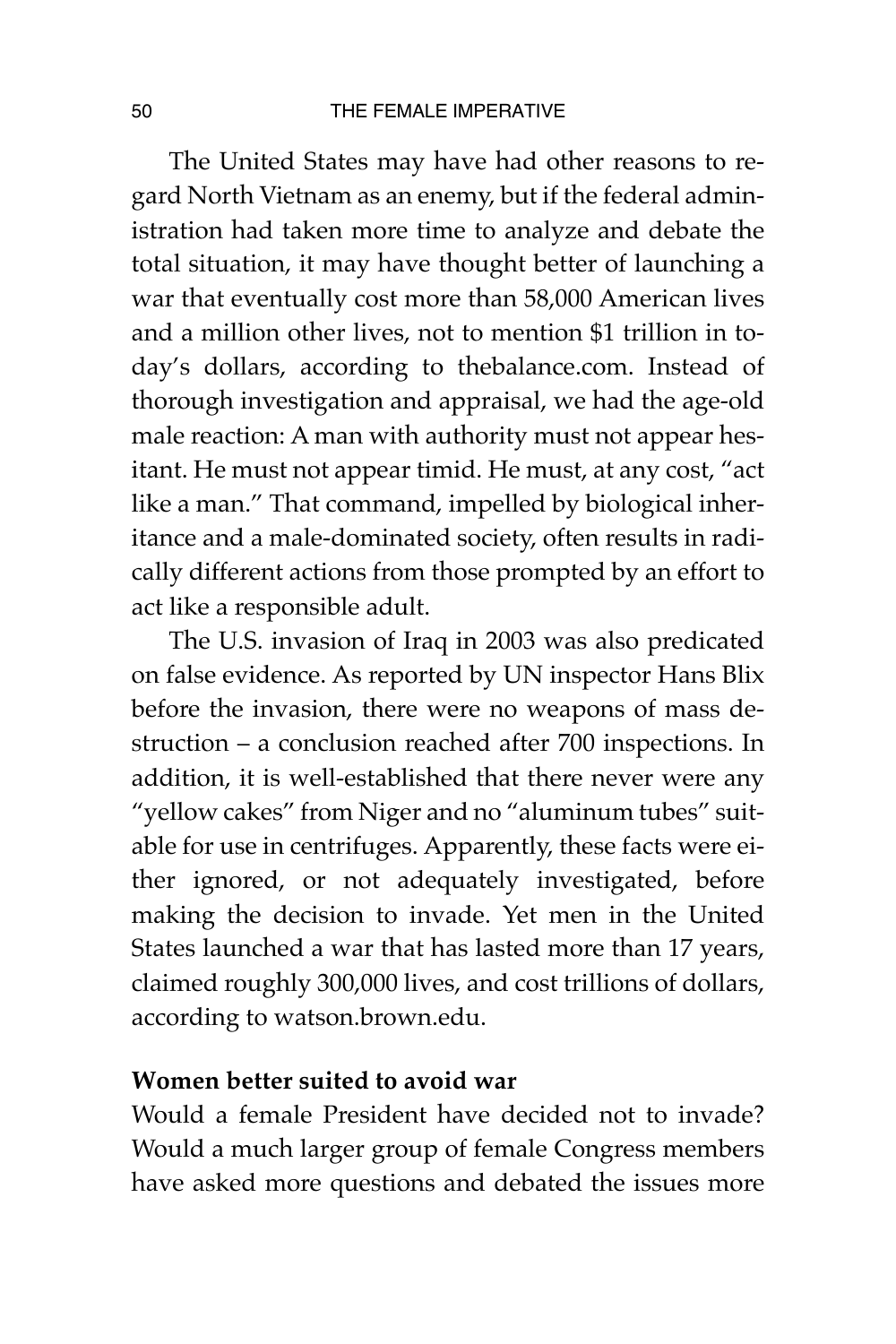The United States may have had other reasons to regard North Vietnam as an enemy, but if the federal administration had taken more time to analyze and debate the total situation, it may have thought better of launching a war that eventually cost more than 58,000 American lives and a million other lives, not to mention $1 trillion in today's dollars, according to thebalance.com. Instead of thorough investigation and appraisal, we had the age-old male reaction: A man with authority must not appear hesitant. He must not appear timid. He must, at any cost, "act like a man." That command, impelled by biological inheritance and a male-dominated society, often results in radically different actions from those prompted by an effort to act like a responsible adult.

The U.S. invasion of Iraq in 2003 was also predicated on false evidence. As reported by UN inspector Hans Blix before the invasion, there were no weapons of mass destruction – a conclusion reached after 700 inspections. In addition, it is well-established that there never were any "yellow cakes" from Niger and no "aluminum tubes" suitable for use in centrifuges. Apparently, these facts were either ignored, or not adequately investigated, before making the decision to invade. Yet men in the United States launched a war that has lasted more than 17 years, claimed roughly 300,000 lives, and cost trillions of dollars, according to watson.brown.edu.

**Women better suited to avoid war**

Would a female President have decided not to invade? Would a much larger group of female Congress members have asked more questions and debated the issues more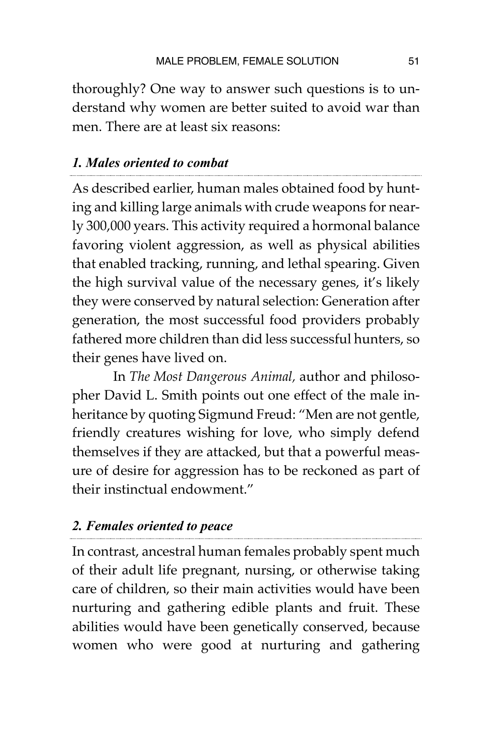thoroughly? One way to answer such questions is to understand why women are better suited to avoid war than men. There are at least six reasons:

### *1. Males oriented to combat*

As described earlier, human males obtained food by hunting and killing large animals with crude weapons for nearly 300,000 years. This activity required a hormonal balance favoring violent aggression, as well as physical abilities that enabled tracking, running, and lethal spearing. Given the high survival value of the necessary genes, it's likely they were conserved by natural selection: Generation after generation, the most successful food providers probably fathered more children than did less successful hunters, so their genes have lived on.

In *The Most Dangerous Animal,* author and philosopher David L. Smith points out one effect of the male inheritance by quoting Sigmund Freud: "Men are not gentle, friendly creatures wishing for love, who simply defend themselves if they are attacked, but that a powerful measure of desire for aggression has to be reckoned as part of their instinctual endowment."

### *2. Females oriented to peace*

In contrast, ancestral human females probably spent much of their adult life pregnant, nursing, or otherwise taking care of children, so their main activities would have been nurturing and gathering edible plants and fruit. These abilities would have been genetically conserved, because women who were good at nurturing and gathering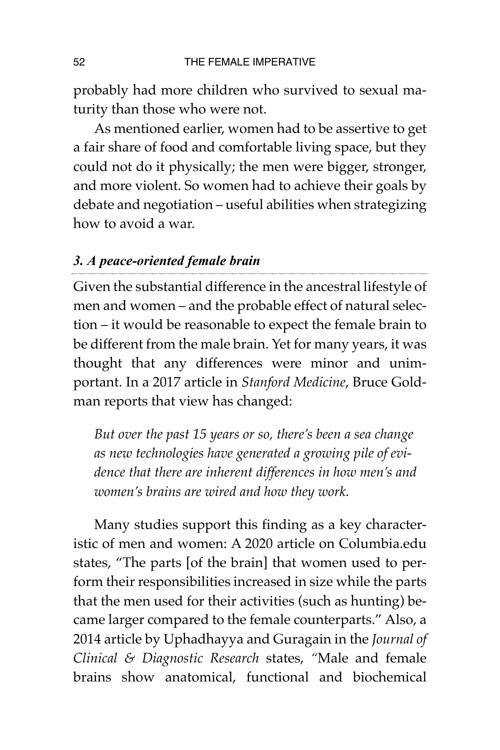probably had more children who survived to sexual maturity than those who were not.

As mentioned earlier, women had to be assertive to get a fair share of food and comfortable living space, but they could not do it physically; the men were bigger, stronger, and more violent. So women had to achieve their goals by debate and negotiation – useful abilities when strategizing how to avoid a war.

### *3. A peace-oriented female brain*

Given the substantial difference in the ancestral lifestyle of men and women – and the probable effect of natural selection – it would be reasonable to expect the female brain to be different from the male brain. Yet for many years, it was thought that any differences were minor and unimportant. In a 2017 article in *Stanford Medicine*, Bruce Goldman reports that view has changed:

> *But over the past 15 years or so, there's been a sea change as new technologies have generated a growing pile of evidence that there are inherent differences in how men's and women's brains are wired and how they work.*

Many studies support this finding as a key characteristic of men and women: A 2020 article on Columbia.edu states, "The parts [of the brain] that women used to perform their responsibilities increased in size while the parts that the men used for their activities (such as hunting) became larger compared to the female counterparts." Also, a 2014 article by Uphadhayya and Guragain in the *Journal of Clinical & Diagnostic Research* states, "Male and female brains show anatomical, functional and biochemical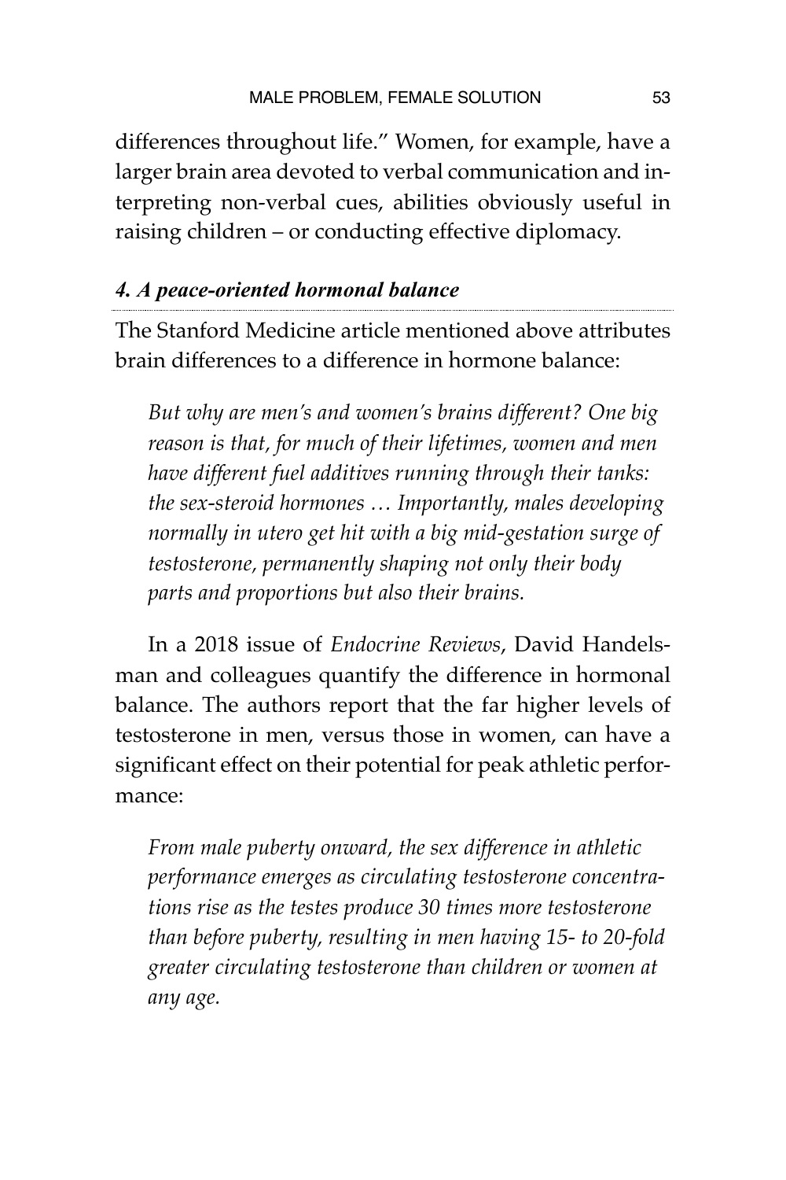differences throughout life." Women, for example, have a larger brain area devoted to verbal communication and interpreting non-verbal cues, abilities obviously useful in raising children – or conducting effective diplomacy.

#### *4. A peace-oriented hormonal balance*

The Stanford Medicine article mentioned above attributes brain differences to a difference in hormone balance:

> *But why are men's and women's brains different? One big reason is that, for much of their lifetimes, women and men have different fuel additives running through their tanks: the sex-steroid hormones … Importantly, males developing normally in utero get hit with a big mid-gestation surge of testosterone, permanently shaping not only their body parts and proportions but also their brains.*

In a 2018 issue of *Endocrine Reviews*, David Handelsman and colleagues quantify the difference in hormonal balance. The authors report that the far higher levels of testosterone in men, versus those in women, can have a significant effect on their potential for peak athletic performance:

> *From male puberty onward, the sex difference in athletic performance emerges as circulating testosterone concentrations rise as the testes produce 30 times more testosterone than before puberty, resulting in men having 15- to 20-fold greater circulating testosterone than children or women at any age.*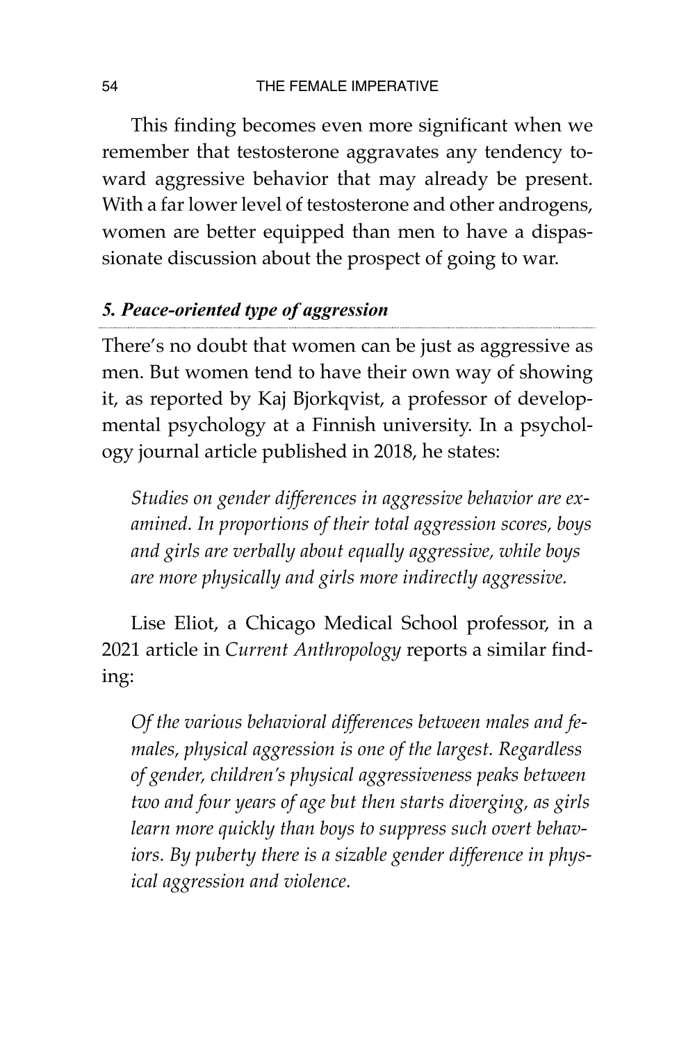This finding becomes even more significant when we remember that testosterone aggravates any tendency toward aggressive behavior that may already be present. With a far lower level of testosterone and other androgens, women are better equipped than men to have a dispassionate discussion about the prospect of going to war.

### *5. Peace-oriented type of aggression*

There's no doubt that women can be just as aggressive as men. But women tend to have their own way of showing it, as reported by Kaj Bjorkqvist, a professor of developmental psychology at a Finnish university. In a psychology journal article published in 2018, he states:

> *Studies on gender differences in aggressive behavior are examined. In proportions of their total aggression scores, boys and girls are verbally about equally aggressive, while boys are more physically and girls more indirectly aggressive.*

Lise Eliot, a Chicago Medical School professor, in a 2021 article in *Current Anthropology* reports a similar finding:

> *Of the various behavioral differences between males and females, physical aggression is one of the largest. Regardless of gender, children's physical aggressiveness peaks between two and four years of age but then starts diverging, as girls learn more quickly than boys to suppress such overt behaviors. By puberty there is a sizable gender difference in physical aggression and violence.*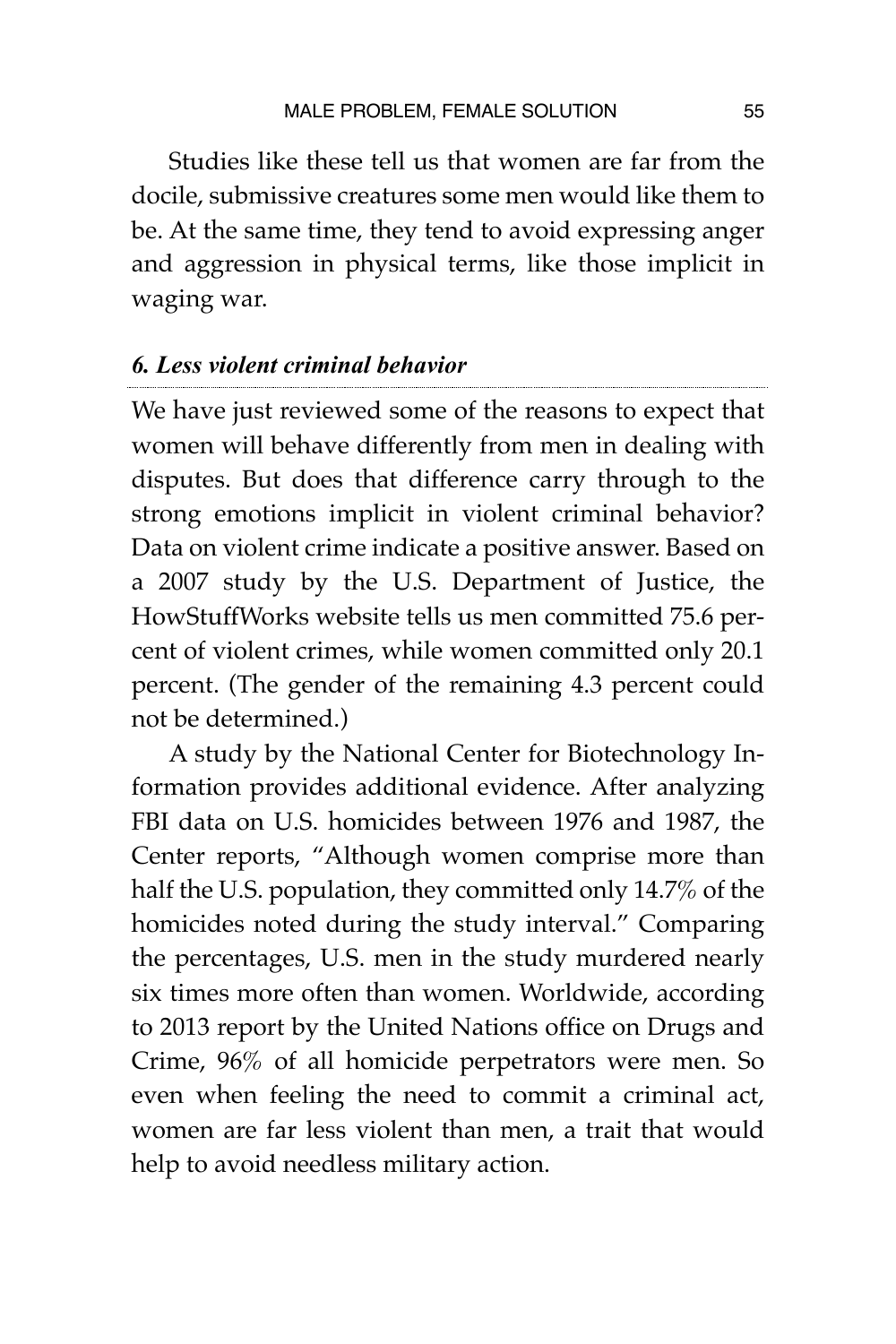Studies like these tell us that women are far from the docile, submissive creatures some men would like them to be. At the same time, they tend to avoid expressing anger and aggression in physical terms, like those implicit in waging war.

### *6. Less violent criminal behavior*

We have just reviewed some of the reasons to expect that women will behave differently from men in dealing with disputes. But does that difference carry through to the strong emotions implicit in violent criminal behavior? Data on violent crime indicate a positive answer. Based on a 2007 study by the U.S. Department of Justice, the HowStuffWorks website tells us men committed 75.6 percent of violent crimes, while women committed only 20.1 percent. (The gender of the remaining 4.3 percent could not be determined.)

A study by the National Center for Biotechnology Information provides additional evidence. After analyzing FBI data on U.S. homicides between 1976 and 1987, the Center reports, "Although women comprise more than half the U.S. population, they committed only 14.7% of the homicides noted during the study interval." Comparing the percentages, U.S. men in the study murdered nearly six times more often than women. Worldwide, according to 2013 report by the United Nations office on Drugs and Crime, 96% of all homicide perpetrators were men. So even when feeling the need to commit a criminal act, women are far less violent than men, a trait that would help to avoid needless military action.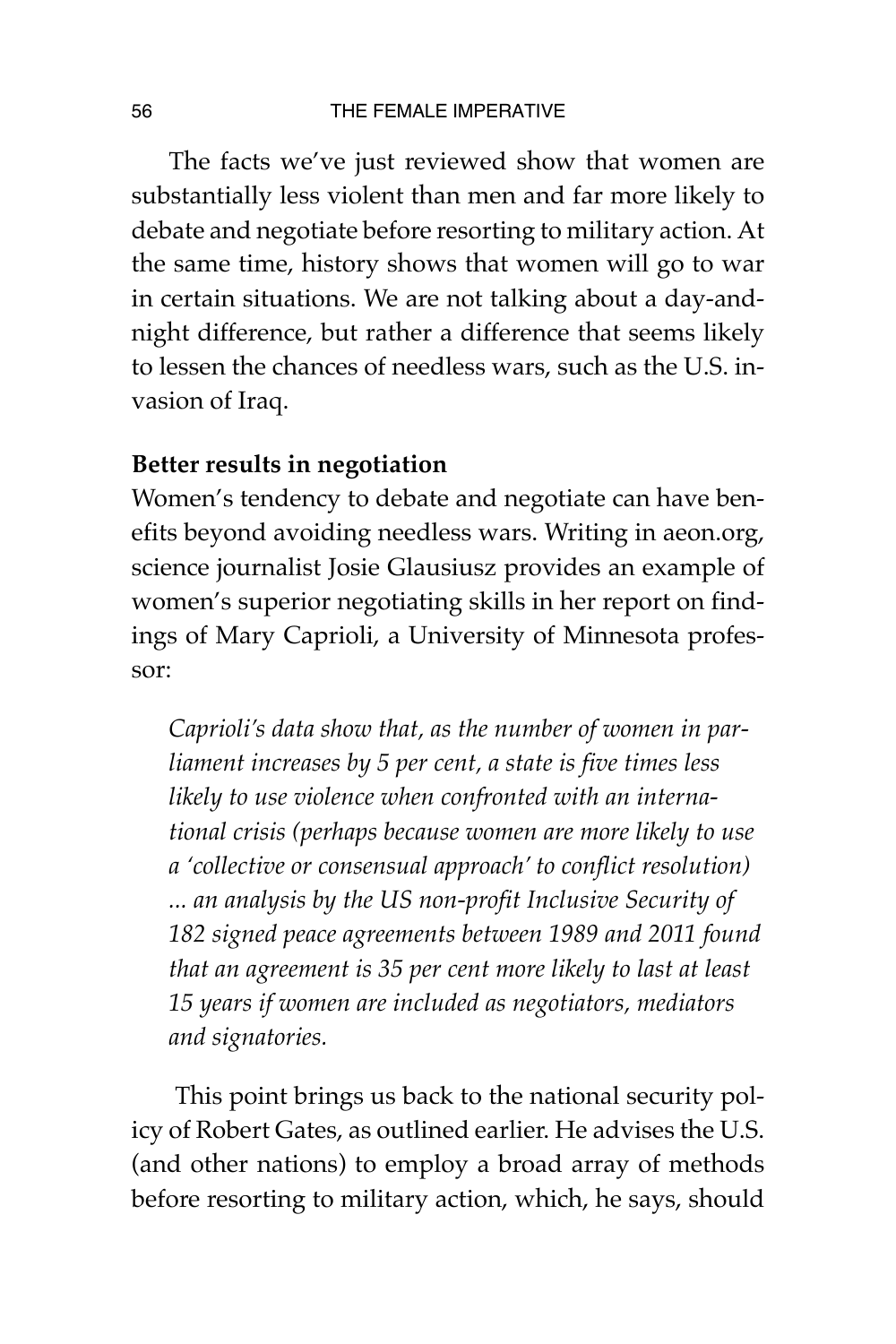The facts we've just reviewed show that women are substantially less violent than men and far more likely to debate and negotiate before resorting to military action. At the same time, history shows that women will go to war in certain situations. We are not talking about a day-and-night difference, but rather a difference that seems likely to lessen the chances of needless wars, such as the U.S. invasion of Iraq.

**Better results in negotiation**

Women's tendency to debate and negotiate can have benefits beyond avoiding needless wars. Writing in aeon.org, science journalist Josie Glausiusz provides an example of women's superior negotiating skills in her report on findings of Mary Caprioli, a University of Minnesota professor:

> *Caprioli's data show that, as the number of women in parliament increases by 5 per cent, a state is five times less likely to use violence when confronted with an international crisis (perhaps because women are more likely to use a 'collective or consensual approach' to conflict resolution) ... an analysis by the US non-profit Inclusive Security of 182 signed peace agreements between 1989 and 2011 found that an agreement is 35 per cent more likely to last at least 15 years if women are included as negotiators, mediators and signatories.*

This point brings us back to the national security policy of Robert Gates, as outlined earlier. He advises the U.S. (and other nations) to employ a broad array of methods before resorting to military action, which, he says, should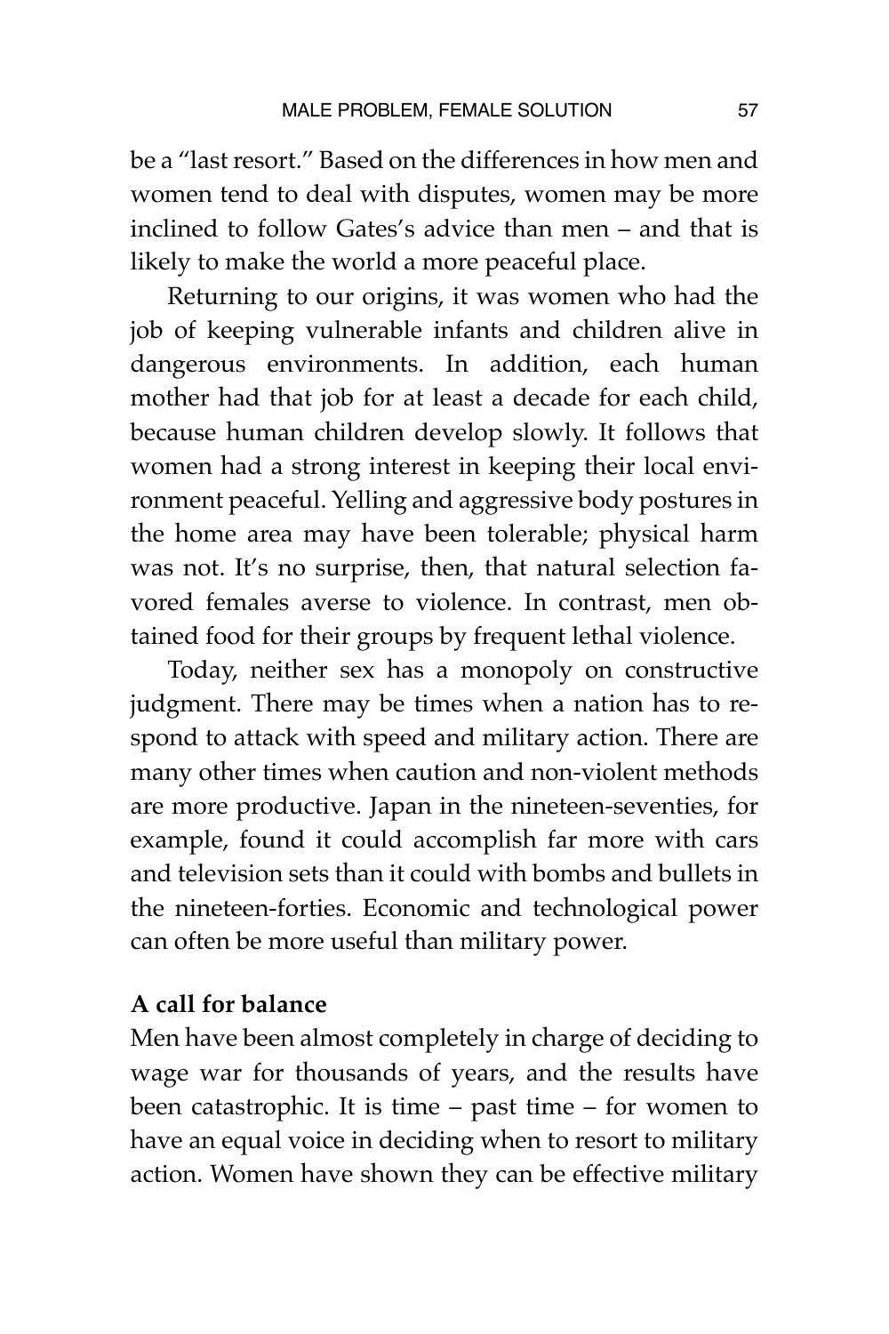be a "last resort." Based on the differences in how men and women tend to deal with disputes, women may be more inclined to follow Gates's advice than men – and that is likely to make the world a more peaceful place.

Returning to our origins, it was women who had the job of keeping vulnerable infants and children alive in dangerous environments. In addition, each human mother had that job for at least a decade for each child, because human children develop slowly. It follows that women had a strong interest in keeping their local environment peaceful. Yelling and aggressive body postures in the home area may have been tolerable; physical harm was not. It's no surprise, then, that natural selection favored females averse to violence. In contrast, men obtained food for their groups by frequent lethal violence.

Today, neither sex has a monopoly on constructive judgment. There may be times when a nation has to respond to attack with speed and military action. There are many other times when caution and non-violent methods are more productive. Japan in the nineteen-seventies, for example, found it could accomplish far more with cars and television sets than it could with bombs and bullets in the nineteen-forties. Economic and technological power can often be more useful than military power.

### A call for balance

Men have been almost completely in charge of deciding to wage war for thousands of years, and the results have been catastrophic. It is time – past time – for women to have an equal voice in deciding when to resort to military action. Women have shown they can be effective military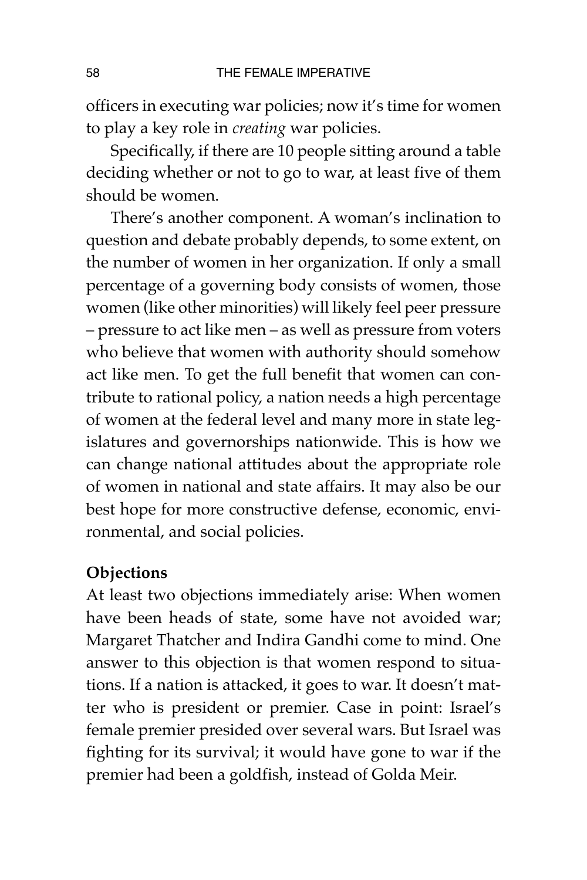officers in executing war policies; now it's time for women to play a key role in *creating* war policies.

Specifically, if there are 10 people sitting around a table deciding whether or not to go to war, at least five of them should be women.

There's another component. A woman's inclination to question and debate probably depends, to some extent, on the number of women in her organization. If only a small percentage of a governing body consists of women, those women (like other minorities) will likely feel peer pressure – pressure to act like men – as well as pressure from voters who believe that women with authority should somehow act like men. To get the full benefit that women can contribute to rational policy, a nation needs a high percentage of women at the federal level and many more in state legislatures and governorships nationwide. This is how we can change national attitudes about the appropriate role of women in national and state affairs. It may also be our best hope for more constructive defense, economic, environmental, and social policies.

**Objections**

At least two objections immediately arise: When women have been heads of state, some have not avoided war; Margaret Thatcher and Indira Gandhi come to mind. One answer to this objection is that women respond to situations. If a nation is attacked, it goes to war. It doesn't matter who is president or premier. Case in point: Israel's female premier presided over several wars. But Israel was fighting for its survival; it would have gone to war if the premier had been a goldfish, instead of Golda Meir.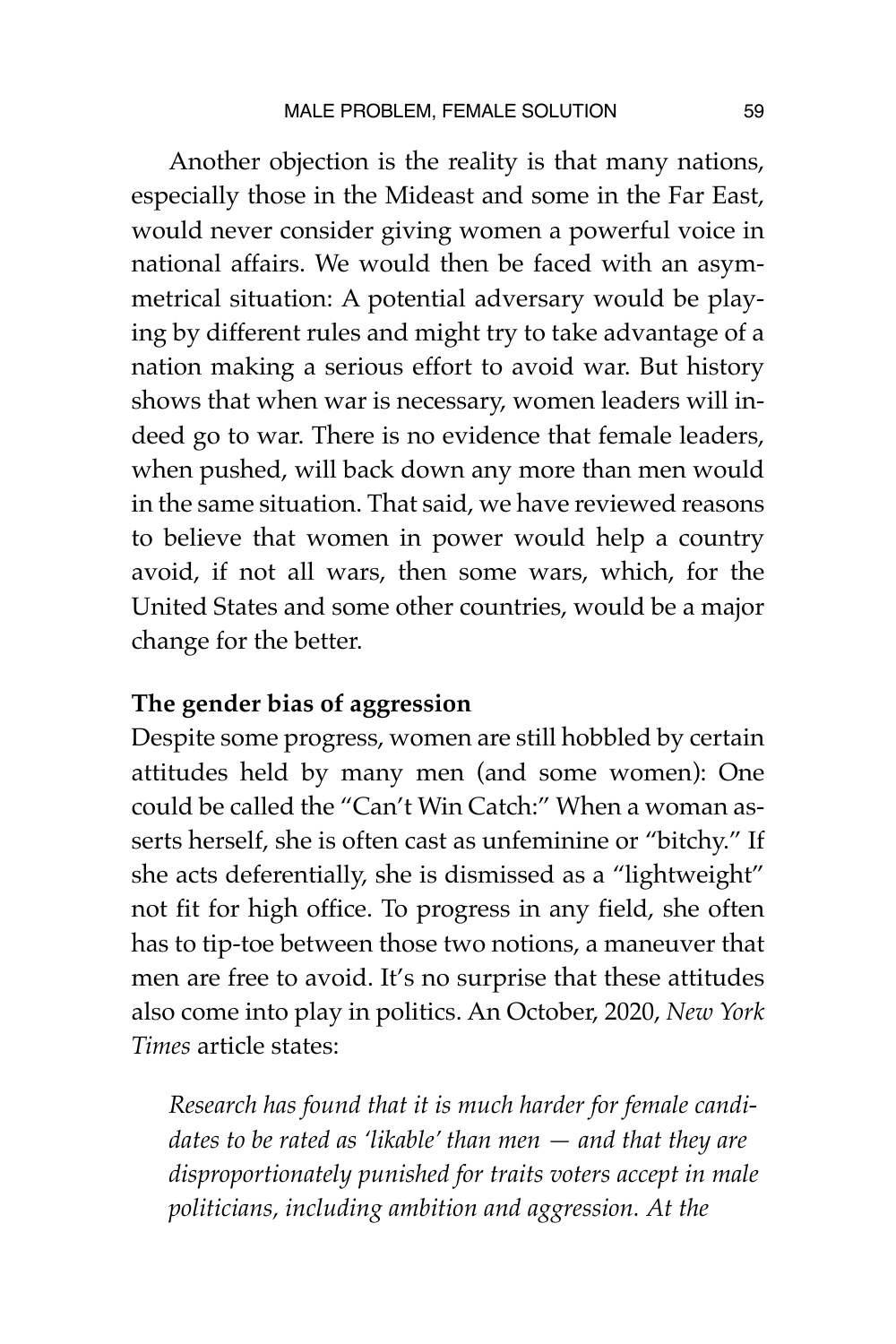Another objection is the reality is that many nations, especially those in the Mideast and some in the Far East, would never consider giving women a powerful voice in national affairs. We would then be faced with an asymmetrical situation: A potential adversary would be playing by different rules and might try to take advantage of a nation making a serious effort to avoid war. But history shows that when war is necessary, women leaders will indeed go to war. There is no evidence that female leaders, when pushed, will back down any more than men would in the same situation. That said, we have reviewed reasons to believe that women in power would help a country avoid, if not all wars, then some wars, which, for the United States and some other countries, would be a major change for the better.

**The gender bias of aggression**

Despite some progress, women are still hobbled by certain attitudes held by many men (and some women): One could be called the "Can't Win Catch:" When a woman asserts herself, she is often cast as unfeminine or "bitchy." If she acts deferentially, she is dismissed as a "lightweight" not fit for high office. To progress in any field, she often has to tip-toe between those two notions, a maneuver that men are free to avoid. It's no surprise that these attitudes also come into play in politics. An October, 2020, *New York Times* article states:

> *Research has found that it is much harder for female candidates to be rated as 'likable' than men — and that they are disproportionately punished for traits voters accept in male politicians, including ambition and aggression. At the*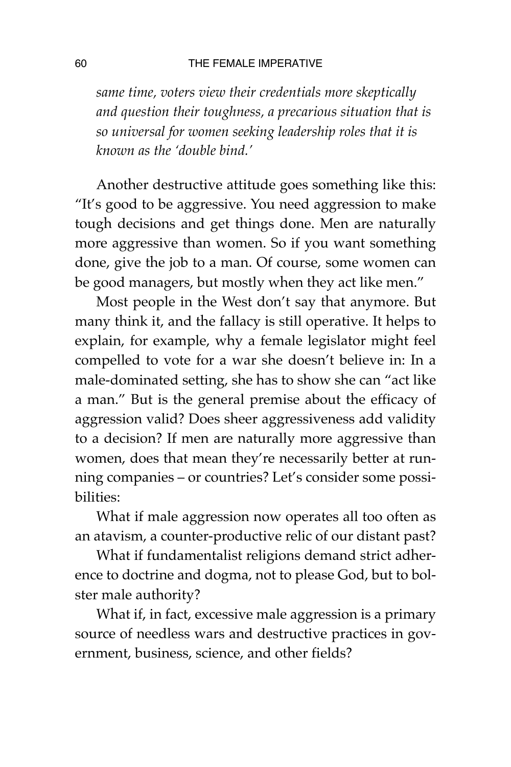*same time, voters view their credentials more skeptically and question their toughness, a precarious situation that is so universal for women seeking leadership roles that it is known as the 'double bind.'*

Another destructive attitude goes something like this: "It's good to be aggressive. You need aggression to make tough decisions and get things done. Men are naturally more aggressive than women. So if you want something done, give the job to a man. Of course, some women can be good managers, but mostly when they act like men."

Most people in the West don't say that anymore. But many think it, and the fallacy is still operative. It helps to explain, for example, why a female legislator might feel compelled to vote for a war she doesn't believe in: In a male-dominated setting, she has to show she can "act like a man." But is the general premise about the efficacy of aggression valid? Does sheer aggressiveness add validity to a decision? If men are naturally more aggressive than women, does that mean they're necessarily better at running companies – or countries? Let's consider some possibilities:

What if male aggression now operates all too often as an atavism, a counter-productive relic of our distant past?

What if fundamentalist religions demand strict adherence to doctrine and dogma, not to please God, but to bolster male authority?

What if, in fact, excessive male aggression is a primary source of needless wars and destructive practices in government, business, science, and other fields?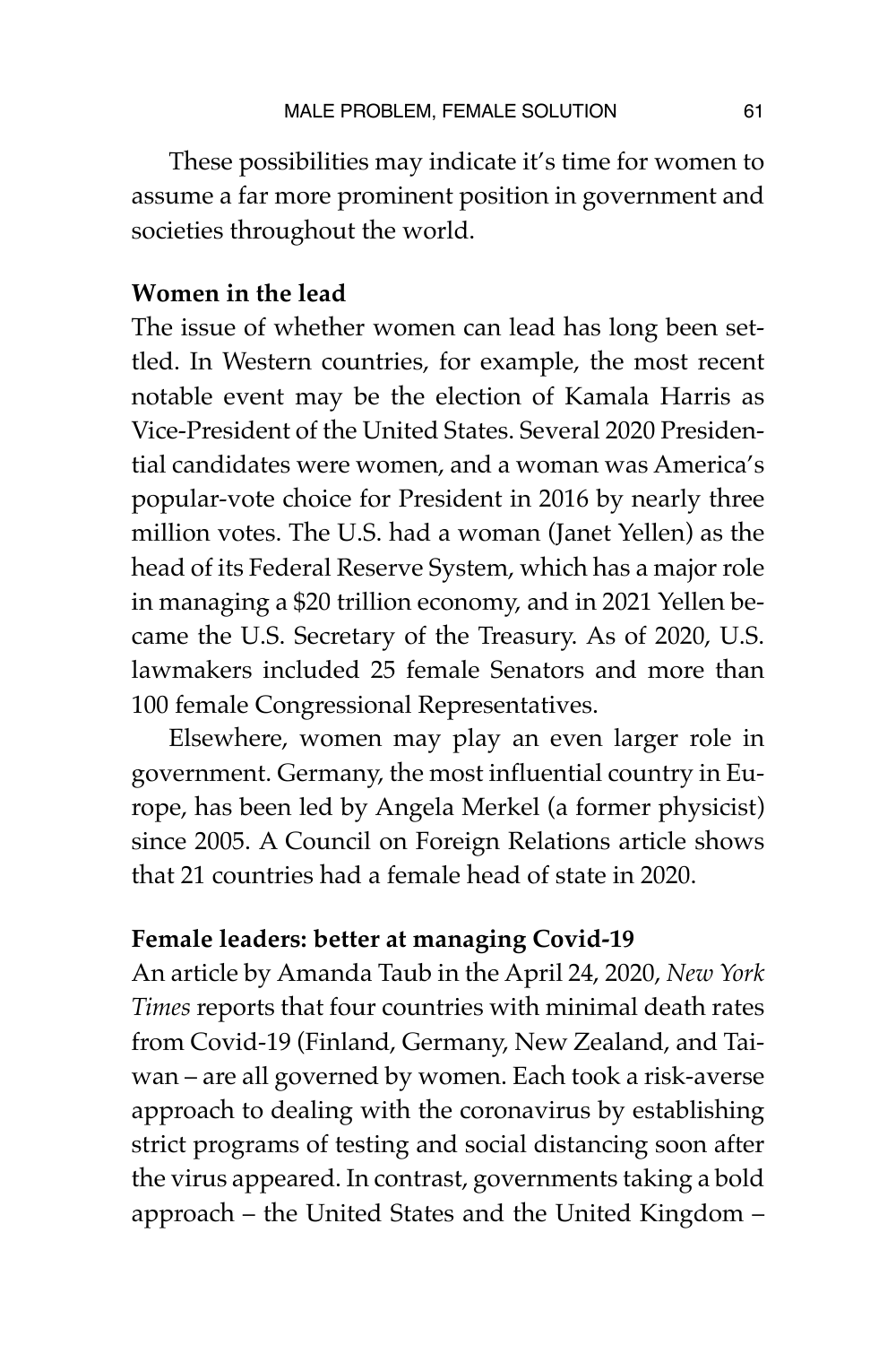These possibilities may indicate it's time for women to assume a far more prominent position in government and societies throughout the world.

**Women in the lead**

The issue of whether women can lead has long been settled. In Western countries, for example, the most recent notable event may be the election of Kamala Harris as Vice-President of the United States. Several 2020 Presidential candidates were women, and a woman was America's popular-vote choice for President in 2016 by nearly three million votes. The U.S. had a woman (Janet Yellen) as the head of its Federal Reserve System, which has a major role in managing a $20 trillion economy, and in 2021 Yellen became the U.S. Secretary of the Treasury. As of 2020, U.S. lawmakers included 25 female Senators and more than 100 female Congressional Representatives.

Elsewhere, women may play an even larger role in government. Germany, the most influential country in Europe, has been led by Angela Merkel (a former physicist) since 2005. A Council on Foreign Relations article shows that 21 countries had a female head of state in 2020.

**Female leaders: better at managing Covid-19**

An article by Amanda Taub in the April 24, 2020, *New York Times* reports that four countries with minimal death rates from Covid-19 (Finland, Germany, New Zealand, and Taiwan – are all governed by women. Each took a risk-averse approach to dealing with the coronavirus by establishing strict programs of testing and social distancing soon after the virus appeared. In contrast, governments taking a bold approach – the United States and the United Kingdom –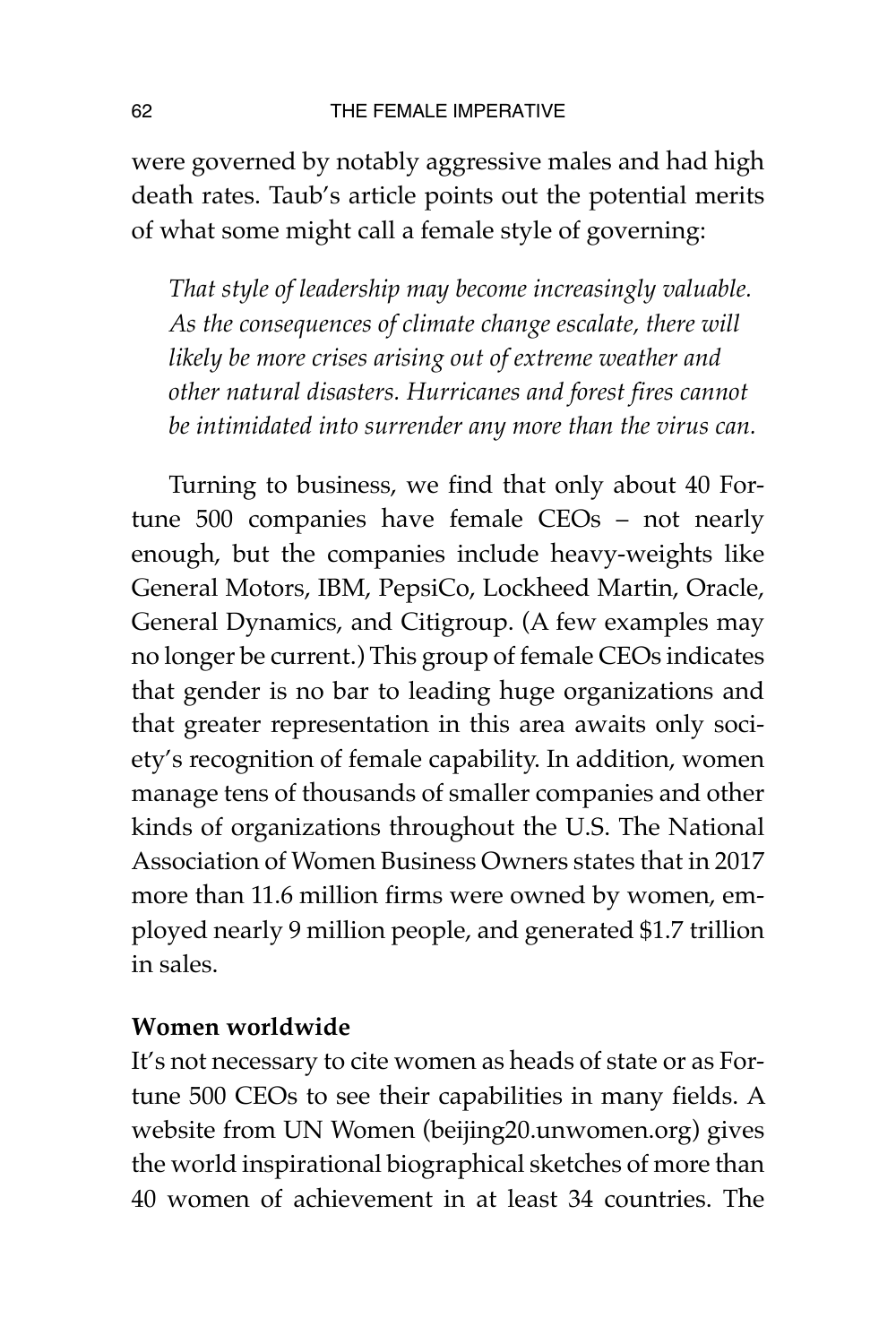were governed by notably aggressive males and had high death rates. Taub's article points out the potential merits of what some might call a female style of governing:

> *That style of leadership may become increasingly valuable. As the consequences of climate change escalate, there will likely be more crises arising out of extreme weather and other natural disasters. Hurricanes and forest fires cannot be intimidated into surrender any more than the virus can.*

Turning to business, we find that only about 40 Fortune 500 companies have female CEOs – not nearly enough, but the companies include heavy-weights like General Motors, IBM, PepsiCo, Lockheed Martin, Oracle, General Dynamics, and Citigroup. (A few examples may no longer be current.) This group of female CEOs indicates that gender is no bar to leading huge organizations and that greater representation in this area awaits only society's recognition of female capability. In addition, women manage tens of thousands of smaller companies and other kinds of organizations throughout the U.S. The National Association of Women Business Owners states that in 2017 more than 11.6 million firms were owned by women, employed nearly 9 million people, and generated $1.7 trillion in sales.

**Women worldwide**

It's not necessary to cite women as heads of state or as Fortune 500 CEOs to see their capabilities in many fields. A website from UN Women (beijing20.unwomen.org) gives the world inspirational biographical sketches of more than 40 women of achievement in at least 34 countries. The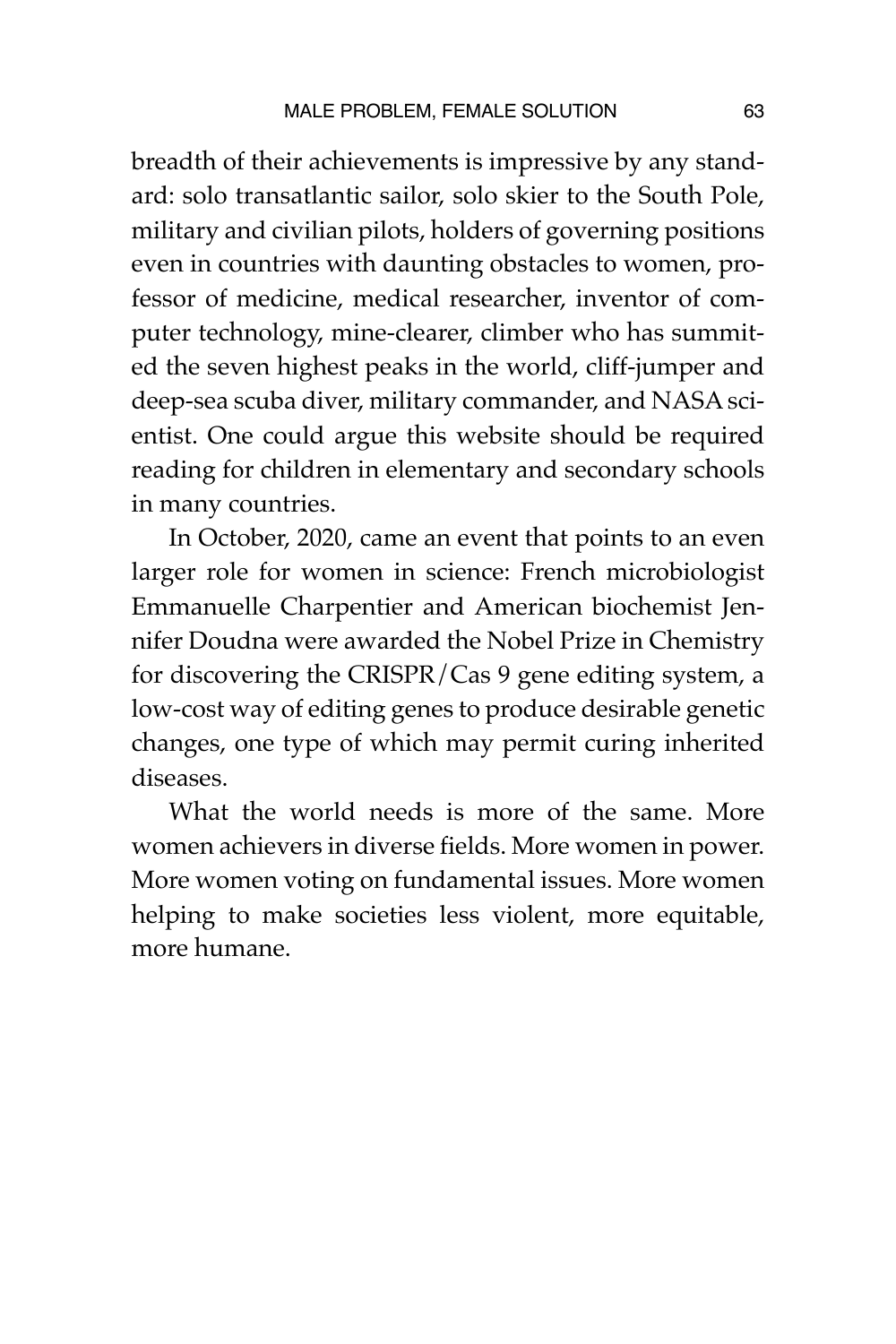breadth of their achievements is impressive by any standard: solo transatlantic sailor, solo skier to the South Pole, military and civilian pilots, holders of governing positions even in countries with daunting obstacles to women, professor of medicine, medical researcher, inventor of computer technology, mine-clearer, climber who has summited the seven highest peaks in the world, cliff-jumper and deep-sea scuba diver, military commander, and NASA scientist. One could argue this website should be required reading for children in elementary and secondary schools in many countries.

In October, 2020, came an event that points to an even larger role for women in science: French microbiologist Emmanuelle Charpentier and American biochemist Jennifer Doudna were awarded the Nobel Prize in Chemistry for discovering the CRISPR/Cas 9 gene editing system, a low-cost way of editing genes to produce desirable genetic changes, one type of which may permit curing inherited diseases.

What the world needs is more of the same. More women achievers in diverse fields. More women in power. More women voting on fundamental issues. More women helping to make societies less violent, more equitable, more humane.